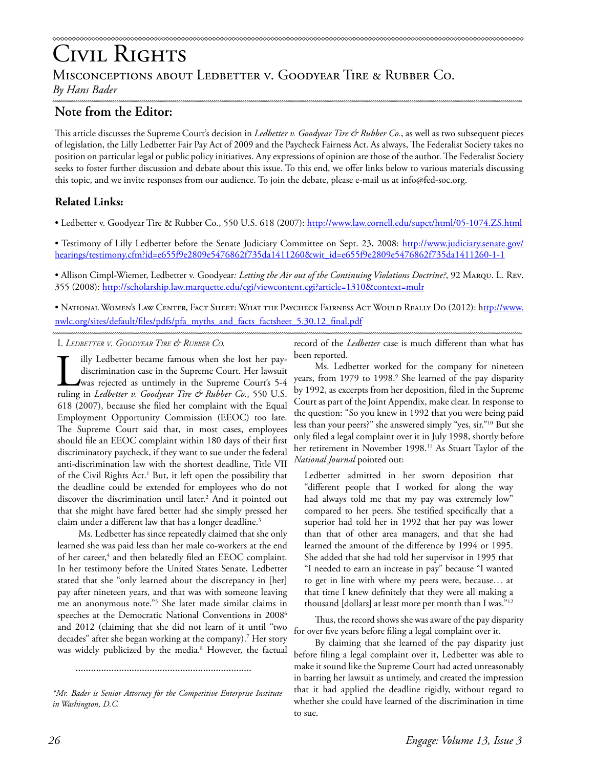# Civil Rights

## Misconceptions about Ledbetter v. Goodyear Tire & Rubber Co.

*By Hans Bader*

### Note from the Editor:

This article discusses the Supreme Court's decision in *Ledbetter v. Goodyear Tire & Rubber Co.*, as well as two subsequent pieces of legislation, the Lilly Ledbetter Fair Pay Act of 2009 and the Paycheck Fairness Act. As always, The Federalist Society takes no position on particular legal or public policy initiatives. Any expressions of opinion are those of the author. The Federalist Society seeks to foster further discussion and debate about this issue. To this end, we offer links below to various materials discussing this topic, and we invite responses from our audience. To join the debate, please e-mail us at info@fed-soc.org.

### Related Links:

• Ledbetter v. Goodyear Tire & Rubber Co., 550 U.S. 618 (2007): http://www.law.cornell.edu/supct/html/05-1074.ZS.html

• Testimony of Lilly Ledbetter before the Senate Judiciary Committee on Sept. 23, 2008: http://www.judiciary.senate.gov/hearings/testimony.cfm?id=e655f9e2809e5476862f735da1411260&wit_id=e655f9e2809e5476862f735da1411260-1-1

• Allison Cimpl-Wiemer, Ledbetter v. Goodyear*: Letting the Air out of the Continuing Violations Doctrine?*, 92 Marqu. L. Rev. 355 (2008): http://scholarship.law.marquette.edu/cgi/viewcontent.cgi?article=1310&context=mulr

• National Women's Law Center, Fact Sheet: What the Paycheck Fairness Act Would Really Do (2012): http://www.nwlc.org/sites/default/files/pdfs/pfa_myths_and_facts_factsheet_5.30.12_final.pdf

#### I. *Ledbetter v. Goodyear Tire & Rubber Co.*

Lilly Ledbetter became famous when she lost her pay-discrimination case in the Supreme Court. Her lawsuit was rejected as untimely in the Supreme Court's 5-4 ruling in *Ledbetter v. Goodyear Tire & Rubber Co.*, 550 U.S. 618 (2007), because she filed her complaint with the Equal Employment Opportunity Commission (EEOC) too late. The Supreme Court said that, in most cases, employees should file an EEOC complaint within 180 days of their first discriminatory paycheck, if they want to sue under the federal anti-discrimination law with the shortest deadline, Title VII of the Civil Rights Act.[1] But, it left open the possibility that the deadline could be extended for employees who do not discover the discrimination until later.[2] And it pointed out that she might have fared better had she simply pressed her claim under a different law that has a longer deadline.[3]

Ms. Ledbetter has since repeatedly claimed that she only learned she was paid less than her male co-workers at the end of her career,[4] and then belatedly filed an EEOC complaint. In her testimony before the United States Senate, Ledbetter stated that she "only learned about the discrepancy in [her] pay after nineteen years, and that was with someone leaving me an anonymous note."[5] She later made similar claims in speeches at the Democratic National Conventions in 2008[6] and 2012 (claiming that she did not learn of it until "two decades" after she began working at the company).[7] Her story was widely publicized by the media.[8] However, the factual record of the *Ledbetter* case is much different than what has been reported.

Ms. Ledbetter worked for the company for nineteen years, from 1979 to 1998.[9] She learned of the pay disparity by 1992, as excerpts from her deposition, filed in the Supreme Court as part of the Joint Appendix, make clear. In response to the question: "So you knew in 1992 that you were being paid less than your peers?" she answered simply "yes, sir."[10] But she only filed a legal complaint over it in July 1998, shortly before her retirement in November 1998.[11] As Stuart Taylor of the *National Journal* pointed out:

> Ledbetter admitted in her sworn deposition that "different people that I worked for along the way had always told me that my pay was extremely low" compared to her peers. She testified specifically that a superior had told her in 1992 that her pay was lower than that of other area managers, and that she had learned the amount of the difference by 1994 or 1995. She added that she had told her supervisor in 1995 that "I needed to earn an increase in pay" because "I wanted to get in line with where my peers were, because… at that time I knew definitely that they were all making a thousand [dollars] at least more per month than I was."[12]

Thus, the record shows she was aware of the pay disparity for over five years before filing a legal complaint over it.

By claiming that she learned of the pay disparity just before filing a legal complaint over it, Ledbetter was able to make it sound like the Supreme Court had acted unreasonably in barring her lawsuit as untimely, and created the impression that it had applied the deadline rigidly, without regard to whether she could have learned of the discrimination in time to sue.

---

*\*Mr. Bader is Senior Attorney for the Competitive Enterprise Institute in Washington, D.C.*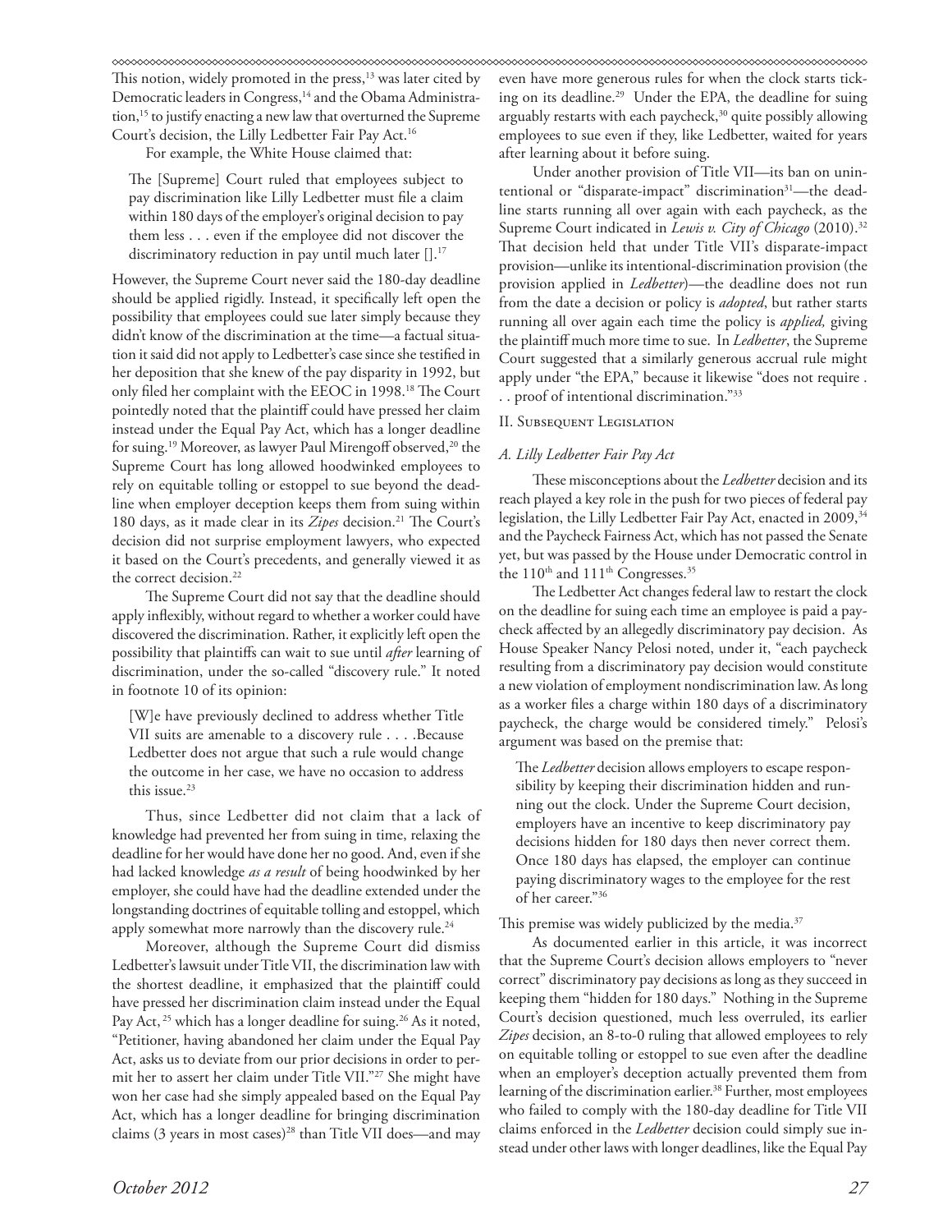This notion, widely promoted in the press,[13] was later cited by Democratic leaders in Congress,[14] and the Obama Administration,[15] to justify enacting a new law that overturned the Supreme Court's decision, the Lilly Ledbetter Fair Pay Act.[16]

For example, the White House claimed that:

> The [Supreme] Court ruled that employees subject to pay discrimination like Lilly Ledbetter must file a claim within 180 days of the employer's original decision to pay them less . . . even if the employee did not discover the discriminatory reduction in pay until much later [].[17]

However, the Supreme Court never said the 180-day deadline should be applied rigidly. Instead, it specifically left open the possibility that employees could sue later simply because they didn't know of the discrimination at the time—a factual situation it said did not apply to Ledbetter's case since she testified in her deposition that she knew of the pay disparity in 1992, but only filed her complaint with the EEOC in 1998.[18] The Court pointedly noted that the plaintiff could have pressed her claim instead under the Equal Pay Act, which has a longer deadline for suing.[19] Moreover, as lawyer Paul Mirengoff observed,[20] the Supreme Court has long allowed hoodwinked employees to rely on equitable tolling or estoppel to sue beyond the deadline when employer deception keeps them from suing within 180 days, as it made clear in its *Zipes* decision.[21] The Court's decision did not surprise employment lawyers, who expected it based on the Court's precedents, and generally viewed it as the correct decision.[22]

The Supreme Court did not say that the deadline should apply inflexibly, without regard to whether a worker could have discovered the discrimination. Rather, it explicitly left open the possibility that plaintiffs can wait to sue until *after* learning of discrimination, under the so-called "discovery rule." It noted in footnote 10 of its opinion:

> [W]e have previously declined to address whether Title VII suits are amenable to a discovery rule . . . .Because Ledbetter does not argue that such a rule would change the outcome in her case, we have no occasion to address this issue.[23]

Thus, since Ledbetter did not claim that a lack of knowledge had prevented her from suing in time, relaxing the deadline for her would have done her no good. And, even if she had lacked knowledge *as a result* of being hoodwinked by her employer, she could have had the deadline extended under the longstanding doctrines of equitable tolling and estoppel, which apply somewhat more narrowly than the discovery rule.[24]

Moreover, although the Supreme Court did dismiss Ledbetter's lawsuit under Title VII, the discrimination law with the shortest deadline, it emphasized that the plaintiff could have pressed her discrimination claim instead under the Equal Pay Act,[25] which has a longer deadline for suing.[26] As it noted, "Petitioner, having abandoned her claim under the Equal Pay Act, asks us to deviate from our prior decisions in order to permit her to assert her claim under Title VII."[27] She might have won her case had she simply appealed based on the Equal Pay Act, which has a longer deadline for bringing discrimination claims (3 years in most cases)[28] than Title VII does—and may even have more generous rules for when the clock starts ticking on its deadline.[29] Under the EPA, the deadline for suing arguably restarts with each paycheck,[30] quite possibly allowing employees to sue even if they, like Ledbetter, waited for years after learning about it before suing.

Under another provision of Title VII—its ban on unintentional or "disparate-impact" discrimination[31]—the deadline starts running all over again with each paycheck, as the Supreme Court indicated in *Lewis v. City of Chicago* (2010).[32] That decision held that under Title VII's disparate-impact provision—unlike its intentional-discrimination provision (the provision applied in *Ledbetter*)—the deadline does not run from the date a decision or policy is *adopted*, but rather starts running all over again each time the policy is *applied,* giving the plaintiff much more time to sue. In *Ledbetter*, the Supreme Court suggested that a similarly generous accrual rule might apply under "the EPA," because it likewise "does not require . . . proof of intentional discrimination."[33]

## II. Subsequent Legislation

### *A. Lilly Ledbetter Fair Pay Act*

These misconceptions about the *Ledbetter* decision and its reach played a key role in the push for two pieces of federal pay legislation, the Lilly Ledbetter Fair Pay Act, enacted in 2009,[34] and the Paycheck Fairness Act, which has not passed the Senate yet, but was passed by the House under Democratic control in the 110th and 111th Congresses.[35]

The Ledbetter Act changes federal law to restart the clock on the deadline for suing each time an employee is paid a paycheck affected by an allegedly discriminatory pay decision. As House Speaker Nancy Pelosi noted, under it, "each paycheck resulting from a discriminatory pay decision would constitute a new violation of employment nondiscrimination law. As long as a worker files a charge within 180 days of a discriminatory paycheck, the charge would be considered timely." Pelosi's argument was based on the premise that:

> The *Ledbetter* decision allows employers to escape responsibility by keeping their discrimination hidden and running out the clock. Under the Supreme Court decision, employers have an incentive to keep discriminatory pay decisions hidden for 180 days then never correct them. Once 180 days has elapsed, the employer can continue paying discriminatory wages to the employee for the rest of her career."[36]

This premise was widely publicized by the media.[37]

As documented earlier in this article, it was incorrect that the Supreme Court's decision allows employers to "never correct" discriminatory pay decisions as long as they succeed in keeping them "hidden for 180 days." Nothing in the Supreme Court's decision questioned, much less overruled, its earlier *Zipes* decision, an 8-to-0 ruling that allowed employees to rely on equitable tolling or estoppel to sue even after the deadline when an employer's deception actually prevented them from learning of the discrimination earlier.[38] Further, most employees who failed to comply with the 180-day deadline for Title VII claims enforced in the *Ledbetter* decision could simply sue instead under other laws with longer deadlines, like the Equal Pay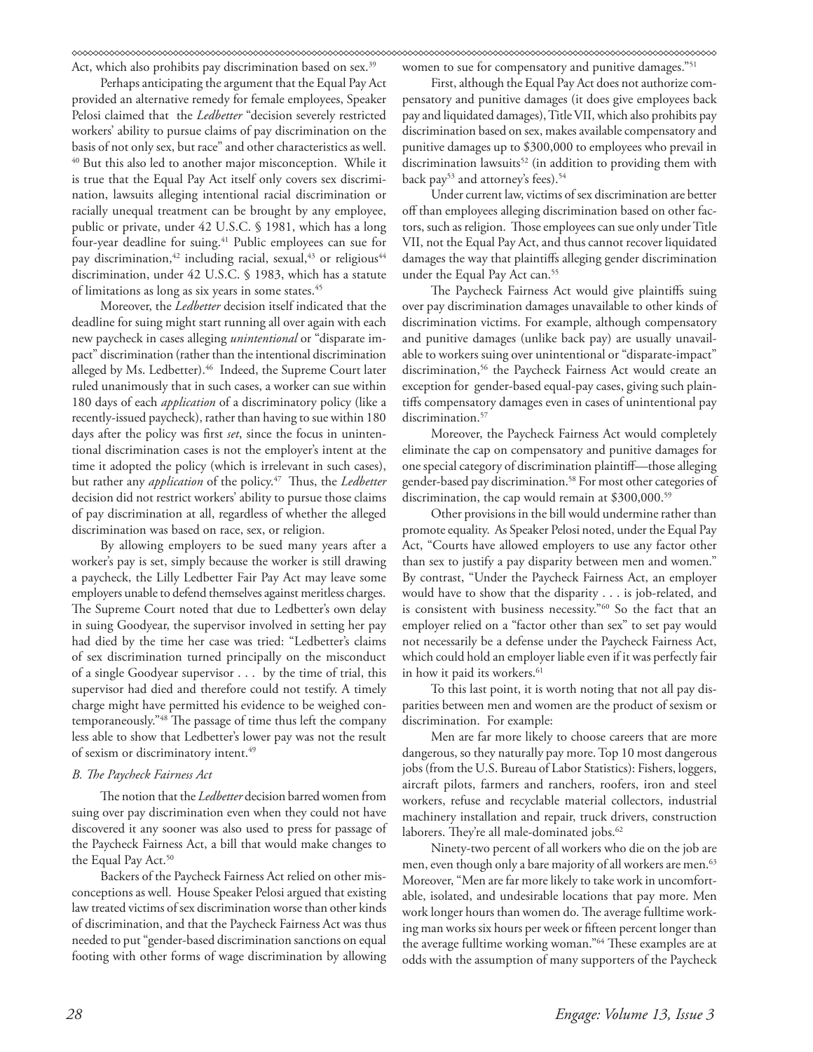Act, which also prohibits pay discrimination based on sex.[39]

Perhaps anticipating the argument that the Equal Pay Act provided an alternative remedy for female employees, Speaker Pelosi claimed that the *Ledbetter* "decision severely restricted workers' ability to pursue claims of pay discrimination on the basis of not only sex, but race" and other characteristics as well.[40] But this also led to another major misconception. While it is true that the Equal Pay Act itself only covers sex discrimination, lawsuits alleging intentional racial discrimination or racially unequal treatment can be brought by any employee, public or private, under 42 U.S.C. § 1981, which has a long four-year deadline for suing.[41] Public employees can sue for pay discrimination,[42] including racial, sexual,[43] or religious[44] discrimination, under 42 U.S.C. § 1983, which has a statute of limitations as long as six years in some states.[45]

Moreover, the *Ledbetter* decision itself indicated that the deadline for suing might start running all over again with each new paycheck in cases alleging *unintentional* or "disparate impact" discrimination (rather than the intentional discrimination alleged by Ms. Ledbetter).[46] Indeed, the Supreme Court later ruled unanimously that in such cases, a worker can sue within 180 days of each *application* of a discriminatory policy (like a recently-issued paycheck), rather than having to sue within 180 days after the policy was first *set*, since the focus in unintentional discrimination cases is not the employer's intent at the time it adopted the policy (which is irrelevant in such cases), but rather any *application* of the policy.[47] Thus, the *Ledbetter* decision did not restrict workers' ability to pursue those claims of pay discrimination at all, regardless of whether the alleged discrimination was based on race, sex, or religion.

By allowing employers to be sued many years after a worker's pay is set, simply because the worker is still drawing a paycheck, the Lilly Ledbetter Fair Pay Act may leave some employers unable to defend themselves against meritless charges. The Supreme Court noted that due to Ledbetter's own delay in suing Goodyear, the supervisor involved in setting her pay had died by the time her case was tried: "Ledbetter's claims of sex discrimination turned principally on the misconduct of a single Goodyear supervisor . . . by the time of trial, this supervisor had died and therefore could not testify. A timely charge might have permitted his evidence to be weighed contemporaneously."[48] The passage of time thus left the company less able to show that Ledbetter's lower pay was not the result of sexism or discriminatory intent.[49]

### *B. The Paycheck Fairness Act*

The notion that the *Ledbetter* decision barred women from suing over pay discrimination even when they could not have discovered it any sooner was also used to press for passage of the Paycheck Fairness Act, a bill that would make changes to the Equal Pay Act.[50]

Backers of the Paycheck Fairness Act relied on other misconceptions as well. House Speaker Pelosi argued that existing law treated victims of sex discrimination worse than other kinds of discrimination, and that the Paycheck Fairness Act was thus needed to put "gender-based discrimination sanctions on equal footing with other forms of wage discrimination by allowing women to sue for compensatory and punitive damages."[51]

First, although the Equal Pay Act does not authorize compensatory and punitive damages (it does give employees back pay and liquidated damages), Title VII, which also prohibits pay discrimination based on sex, makes available compensatory and punitive damages up to $300,000 to employees who prevail in discrimination lawsuits[52] (in addition to providing them with back pay[53] and attorney's fees).[54]

Under current law, victims of sex discrimination are better off than employees alleging discrimination based on other factors, such as religion. Those employees can sue only under Title VII, not the Equal Pay Act, and thus cannot recover liquidated damages the way that plaintiffs alleging gender discrimination under the Equal Pay Act can.[55]

The Paycheck Fairness Act would give plaintiffs suing over pay discrimination damages unavailable to other kinds of discrimination victims. For example, although compensatory and punitive damages (unlike back pay) are usually unavailable to workers suing over unintentional or "disparate-impact" discrimination,[56] the Paycheck Fairness Act would create an exception for gender-based equal-pay cases, giving such plaintiffs compensatory damages even in cases of unintentional pay discrimination.[57]

Moreover, the Paycheck Fairness Act would completely eliminate the cap on compensatory and punitive damages for one special category of discrimination plaintiff—those alleging gender-based pay discrimination.[58] For most other categories of discrimination, the cap would remain at $300,000.[59]

Other provisions in the bill would undermine rather than promote equality. As Speaker Pelosi noted, under the Equal Pay Act, "Courts have allowed employers to use any factor other than sex to justify a pay disparity between men and women." By contrast, "Under the Paycheck Fairness Act, an employer would have to show that the disparity . . . is job-related, and is consistent with business necessity."[60] So the fact that an employer relied on a "factor other than sex" to set pay would not necessarily be a defense under the Paycheck Fairness Act, which could hold an employer liable even if it was perfectly fair in how it paid its workers.[61]

To this last point, it is worth noting that not all pay disparities between men and women are the product of sexism or discrimination. For example:

Men are far more likely to choose careers that are more dangerous, so they naturally pay more. Top 10 most dangerous jobs (from the U.S. Bureau of Labor Statistics): Fishers, loggers, aircraft pilots, farmers and ranchers, roofers, iron and steel workers, refuse and recyclable material collectors, industrial machinery installation and repair, truck drivers, construction laborers. They're all male-dominated jobs.[62]

Ninety-two percent of all workers who die on the job are men, even though only a bare majority of all workers are men.[63] Moreover, "Men are far more likely to take work in uncomfortable, isolated, and undesirable locations that pay more. Men work longer hours than women do. The average fulltime working man works six hours per week or fifteen percent longer than the average fulltime working woman."[64] These examples are at odds with the assumption of many supporters of the Paycheck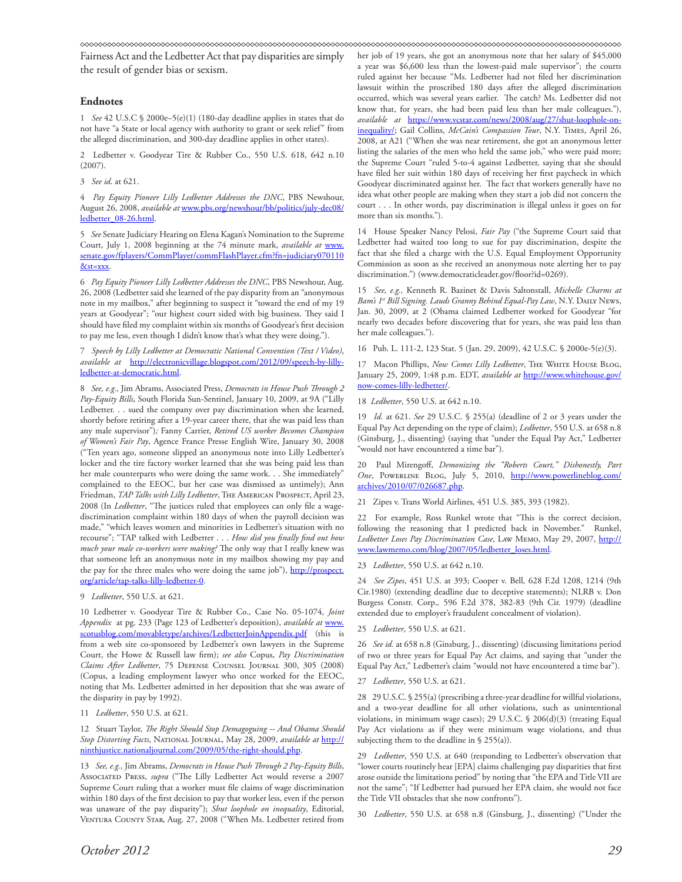Fairness Act and the Ledbetter Act that pay disparities are simply the result of gender bias or sexism.

### Endnotes

1 *See* 42 U.S.C § 2000e–5(e)(1) (180-day deadline applies in states that do not have "a State or local agency with authority to grant or seek relief" from the alleged discrimination, and 300-day deadline applies in other states).

2 Ledbetter v. Goodyear Tire & Rubber Co., 550 U.S. 618, 642 n.10 (2007).

3 *See id*. at 621.

4 *Pay Equity Pioneer Lilly Ledbetter Addresses the DNC*, PBS Newshour, August 26, 2008, *available at* www.pbs.org/newshour/bb/politics/july-dec08/ledbetter_08-26.html.

5 *See* Senate Judiciary Hearing on Elena Kagan's Nomination to the Supreme Court, July 1, 2008 beginning at the 74 minute mark, *available at* www.senate.gov/fplayers/CommPlayer/commFlashPlayer.cfm?fn=judiciary070110&st=xxx.

6 *Pay Equity Pioneer Lilly Ledbetter Addresses the DNC*, PBS Newshour, Aug. 26, 2008 (Ledbetter said she learned of the pay disparity from an "anonymous note in my mailbox," after beginning to suspect it "toward the end of my 19 years at Goodyear"; "our highest court sided with big business. They said I should have filed my complaint within six months of Goodyear's first decision to pay me less, even though I didn't know that's what they were doing.").

7 *Speech by Lilly Ledbetter at Democratic National Convention (Text / Video)*, *available at* http://electronicvillage.blogspot.com/2012/09/speech-by-lilly-ledbetter-at-democratic.html.

8 *See, e.g.,* Jim Abrams, Associated Press, *Democrats in House Push Through 2 Pay-Equity Bills*, South Florida Sun-Sentinel, January 10, 2009, at 9A ("Lilly Ledbetter. . . sued the company over pay discrimination when she learned, shortly before retiring after a 19-year career there, that she was paid less than any male supervisor")*;* Fanny Carrier, *Retired US worker Becomes Champion of Women's Fair Pay*, Agence France Presse English Wire, January 30, 2008 ("Ten years ago, someone slipped an anonymous note into Lilly Ledbetter's locker and the tire factory worker learned that she was being paid less than her male counterparts who were doing the same work. . . She immediately" complained to the EEOC, but her case was dismissed as untimely); Ann Friedman, *TAP Talks with Lilly Ledbetter*, The American Prospect, April 23, 2008 (In *Ledbetter*, "The justices ruled that employees can only file a wage-discrimination complaint within 180 days of when the payroll decision was made," "which leaves women and minorities in Ledbetter's situation with no recourse"; "TAP talked with Ledbetter . . . *How did you finally find out how much your male co-workers were making?* The only way that I really knew was that someone left an anonymous note in my mailbox showing my pay and the pay for the three males who were doing the same job"), http://prospect.org/article/tap-talks-lilly-ledbetter-0.

9 *Ledbetter*, 550 U.S. at 621.

10 Ledbetter v. Goodyear Tire & Rubber Co., Case No. 05-1074, *Joint Appendix* at pg. 233 (Page 123 of Ledbetter's deposition), *available at* www.scotusblog.com/movabletype/archives/LedbetterJoinAppendix.pdf (this is from a web site co-sponsored by Ledbetter's own lawyers in the Supreme Court, the Howe & Russell law firm); *see also* Copus, *Pay Discrimination Claims After Ledbetter*, 75 Defense Counsel Journal 300, 305 (2008) (Copus, a leading employment lawyer who once worked for the EEOC, noting that Ms. Ledbetter admitted in her deposition that she was aware of the disparity in pay by 1992).

11 *Ledbetter*, 550 U.S. at 621.

12 Stuart Taylor, *The Right Should Stop Demagoguing -- And Obama Should Stop Distorting Facts*, National Journal, May 28, 2009, *available at* http://ninthjustice.nationaljournal.com/2009/05/the-right-should.php.

13 *See, e.g.,* Jim Abrams, *Democrats in House Push Through 2 Pay-Equity Bills*, Associated Press, *supra* ("The Lilly Ledbetter Act would reverse a 2007 Supreme Court ruling that a worker must file claims of wage discrimination within 180 days of the first decision to pay that worker less, even if the person was unaware of the pay disparity"); *Shut loophole on inequality*, Editorial, Ventura County Star, Aug. 27, 2008 ("When Ms. Ledbetter retired from her job of 19 years, she got an anonymous note that her salary of $45,000 a year was $6,600 less than the lowest-paid male supervisor"; the courts ruled against her because "Ms. Ledbetter had not filed her discrimination lawsuit within the proscribed 180 days after the alleged discrimination occurred, which was several years earlier. The catch? Ms. Ledbetter did not know that, for years, she had been paid less than her male colleagues."), *available at* https://www.vcstar.com/news/2008/aug/27/shut-loophole-on-inequality/; Gail Collins, *McCain's Compassion Tour*, N.Y. Times, April 26, 2008, at A21 ("When she was near retirement, she got an anonymous letter listing the salaries of the men who held the same job," who were paid more; the Supreme Court "ruled 5-to-4 against Ledbetter, saying that she should have filed her suit within 180 days of receiving her first paycheck in which Goodyear discriminated against her. The fact that workers generally have no idea what other people are making when they start a job did not concern the court . . . In other words, pay discrimination is illegal unless it goes on for more than six months.").

14 House Speaker Nancy Pelosi, *Fair Pay* ("the Supreme Court said that Ledbetter had waited too long to sue for pay discrimination, despite the fact that she filed a charge with the U.S. Equal Employment Opportunity Commission as soon as she received an anonymous note alerting her to pay discrimination.") (www.democraticleader.gov/floor?id=0269).

15 *See, e.g.,* Kenneth R. Bazinet & Davis Saltonstall, *Michelle Charms at Bam's 1st Bill Signing. Lauds Granny Behind Equal-Pay Law*, N.Y. Daily News, Jan. 30, 2009, at 2 (Obama claimed Ledbetter worked for Goodyear "for nearly two decades before discovering that for years, she was paid less than her male colleagues.").

16 Pub. L. 111-2, 123 Stat. 5 (Jan. 29, 2009), 42 U.S.C. § 2000e-5(e)(3).

17 Macon Phillips, *Now Comes Lilly Ledbetter*, The White House Blog, January 25, 2009, 1:48 p.m. EDT, *available at* http://www.whitehouse.gov/now-comes-lilly-ledbetter/.

18 *Ledbetter*, 550 U.S. at 642 n.10.

19 *Id.* at 621. *See* 29 U.S.C. § 255(a) (deadline of 2 or 3 years under the Equal Pay Act depending on the type of claim); *Ledbetter*, 550 U.S. at 658 n.8 (Ginsburg, J., dissenting) (saying that "under the Equal Pay Act," Ledbetter "would not have encountered a time bar").

20 Paul Mirengoff, *Demonizing the "Roberts Court," Dishonestly, Part One*, Powerline Blog, July 5, 2010, http://www.powerlineblog.com/archives/2010/07/026687.php.

21 Zipes v. Trans World Airlines*,* 451 U.S. 385, 393 (1982).

22 For example, Ross Runkel wrote that "This is the correct decision, following the reasoning that I predicted back in November." Runkel, *Ledbetter Loses Pay Discrimination Case*, Law Memo, May 29, 2007, http://www.lawmemo.com/blog/2007/05/ledbetter_loses.html.

23 *Ledbetter*, 550 U.S. at 642 n.10.

24 *See Zipes*, 451 U.S. at 393; Cooper v. Bell*,* 628 F.2d 1208, 1214 (9th Cir.1980) (extending deadline due to deceptive statements); NLRB v. Don Burgess Constr. Corp.*,* 596 F.2d 378, 382-83 (9th Cir. 1979) (deadline extended due to employer's fraudulent concealment of violation).

25 *Ledbetter*, 550 U.S. at 621.

26 *See id.* at 658 n.8 (Ginsburg, J., dissenting) (discussing limitations period of two or three years for Equal Pay Act claims, and saying that "under the Equal Pay Act," Ledbetter's claim "would not have encountered a time bar").

27 *Ledbetter*, 550 U.S. at 621.

28 29 U.S.C. § 255(a) (prescribing a three-year deadline for willful violations, and a two-year deadline for all other violations, such as unintentional violations, in minimum wage cases); 29 U.S.C. § 206(d)(3) (treating Equal Pay Act violations as if they were minimum wage violations, and thus subjecting them to the deadline in § 255(a)).

29 *Ledbetter*, 550 U.S. at 640 (responding to Ledbetter's observation that "lower courts routinely hear [EPA] claims challenging pay disparities that first arose outside the limitations period" by noting that "the EPA and Title VII are not the same"; "If Ledbetter had pursued her EPA claim, she would not face the Title VII obstacles that she now confronts").

30 *Ledbetter*, 550 U.S. at 658 n.8 (Ginsburg, J., dissenting) ("Under the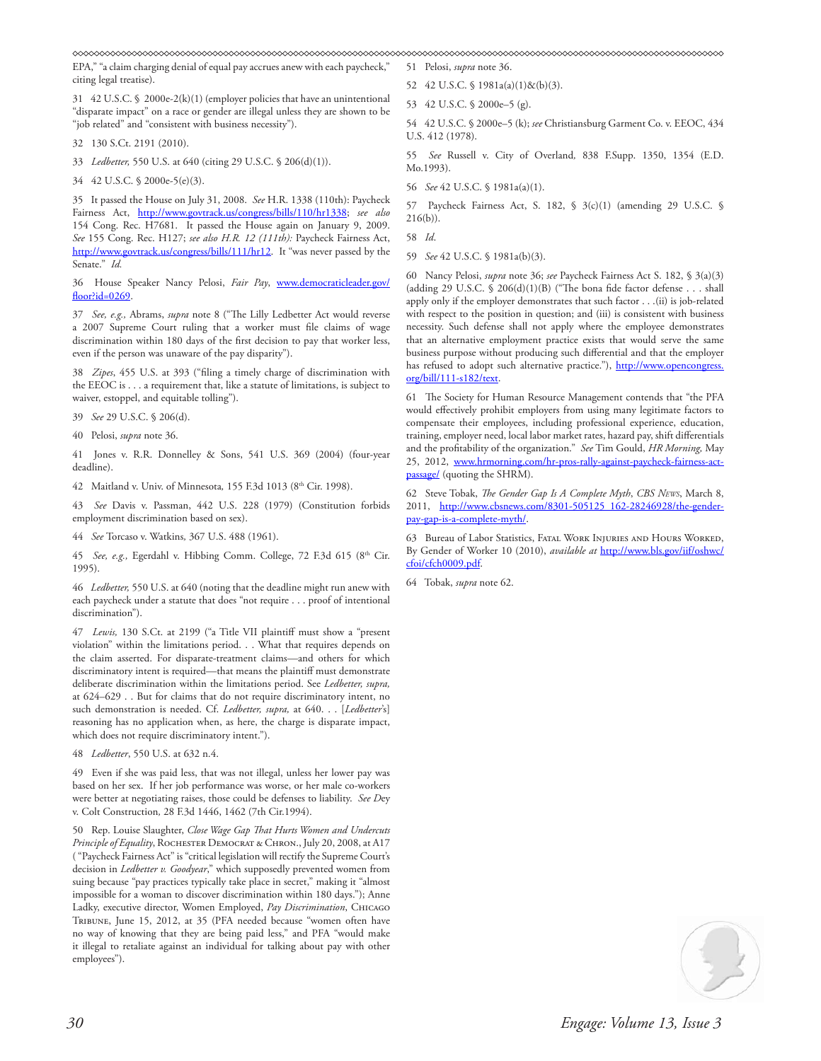EPA," "a claim charging denial of equal pay accrues anew with each paycheck," citing legal treatise).

31 42 U.S.C. § 2000e-2(k)(1) (employer policies that have an unintentional "disparate impact" on a race or gender are illegal unless they are shown to be "job related" and "consistent with business necessity").

32 130 S.Ct. 2191 (2010).

33 *Ledbetter,* 550 U.S. at 640 (citing 29 U.S.C. § 206(d)(1)).

34 42 U.S.C. § 2000e-5(e)(3).

35 It passed the House on July 31, 2008. *See* H.R. 1338 (110th): Paycheck Fairness Act, http://www.govtrack.us/congress/bills/110/hr1338; *see also* 154 Cong. Rec. H7681. It passed the House again on January 9, 2009. *See* 155 Cong. Rec. H127; *see also H.R. 12 (111th):* Paycheck Fairness Act, http://www.govtrack.us/congress/bills/111/hr12. It "was never passed by the Senate." *Id.*

36 House Speaker Nancy Pelosi, *Fair Pay*, www.democraticleader.gov/floor?id=0269.

37 *See, e.g.,* Abrams, *supra* note 8 ("The Lilly Ledbetter Act would reverse a 2007 Supreme Court ruling that a worker must file claims of wage discrimination within 180 days of the first decision to pay that worker less, even if the person was unaware of the pay disparity").

38 *Zipes*, 455 U.S. at 393 ("filing a timely charge of discrimination with the EEOC is . . . a requirement that, like a statute of limitations, is subject to waiver, estoppel, and equitable tolling").

39 *See* 29 U.S.C. § 206(d).

40 Pelosi, *supra* note 36.

41 Jones v. R.R. Donnelley & Sons, 541 U.S. 369 (2004) (four-year deadline).

42 Maitland v. Univ. of Minnesota, 155 F.3d 1013 (8th Cir. 1998).

43 *See* Davis v. Passman, 442 U.S. 228 (1979) (Constitution forbids employment discrimination based on sex).

44 *See* Torcaso v. Watkins, 367 U.S. 488 (1961).

45 *See, e.g.,* Egerdahl v. Hibbing Comm. College, 72 F.3d 615 (8th Cir. 1995).

46 *Ledbetter,* 550 U.S. at 640 (noting that the deadline might run anew with each paycheck under a statute that does "not require . . . proof of intentional discrimination").

47 *Lewis,* 130 S.Ct. at 2199 ("a Title VII plaintiff must show a "present violation" within the limitations period. . . What that requires depends on the claim asserted. For disparate-treatment claims—and others for which discriminatory intent is required—that means the plaintiff must demonstrate deliberate discrimination within the limitations period. See *Ledbetter, supra,* at 624–629 . . But for claims that do not require discriminatory intent, no such demonstration is needed. Cf. *Ledbetter, supra,* at 640. . . [*Ledbetter*'s] reasoning has no application when, as here, the charge is disparate impact, which does not require discriminatory intent.").

48 *Ledbetter*, 550 U.S. at 632 n.4.

49 Even if she was paid less, that was not illegal, unless her lower pay was based on her sex. If her job performance was worse, or her male co-workers were better at negotiating raises, those could be defenses to liability. *See D*ey v. Colt Construction, 28 F.3d 1446, 1462 (7th Cir.1994).

50 Rep. Louise Slaughter, *Close Wage Gap That Hurts Women and Undercuts Principle of Equality*, Rochester Democrat & Chron., July 20, 2008, at A17 ( "Paycheck Fairness Act" is "critical legislation will rectify the Supreme Court's decision in *Ledbetter v. Goodyear*," which supposedly prevented women from suing because "pay practices typically take place in secret," making it "almost impossible for a woman to discover discrimination within 180 days."); Anne Ladky, executive director, Women Employed, *Pay Discrimination*, Chicago Tribune, June 15, 2012, at 35 (PFA needed because "women often have no way of knowing that they are being paid less," and PFA "would make it illegal to retaliate against an individual for talking about pay with other employees").

51 Pelosi, *supra* note 36.

52 42 U.S.C. § 1981a(a)(1)&(b)(3).

53 42 U.S.C. § 2000e–5 (g).

54 42 U.S.C. § 2000e–5 (k); *see* Christiansburg Garment Co. v. EEOC, 434 U.S. 412 (1978).

55 *See* Russell v. City of Overland, 838 F.Supp. 1350, 1354 (E.D. Mo.1993).

56 *See* 42 U.S.C. § 1981a(a)(1).

57 Paycheck Fairness Act, S. 182, § 3(c)(1) (amending 29 U.S.C. § 216(b)).

58 *Id*.

59 *See* 42 U.S.C. § 1981a(b)(3).

60 Nancy Pelosi, *supra* note 36; *see* Paycheck Fairness Act S. 182, § 3(a)(3) (adding 29 U.S.C. § 206(d)(1)(B) ("The bona fide factor defense . . . shall apply only if the employer demonstrates that such factor . . .(ii) is job-related with respect to the position in question; and (iii) is consistent with business necessity. Such defense shall not apply where the employee demonstrates that an alternative employment practice exists that would serve the same business purpose without producing such differential and that the employer has refused to adopt such alternative practice."), http://www.opencongress.org/bill/111-s182/text.

61 The Society for Human Resource Management contends that "the PFA would effectively prohibit employers from using many legitimate factors to compensate their employees, including professional experience, education, training, employer need, local labor market rates, hazard pay, shift differentials and the profitability of the organization." *See* Tim Gould, *HR Morning*, May 25, 2012, www.hrmorning.com/hr-pros-rally-against-paycheck-fairness-act-passage/ (quoting the SHRM).

62 Steve Tobak, *The Gender Gap Is A Complete Myth*, *CBS News*, March 8, 2011, http://www.cbsnews.com/8301-505125_162-28246928/the-gender-pay-gap-is-a-complete-myth/.

63 Bureau of Labor Statistics, Fatal Work Injuries and Hours Worked, By Gender of Worker 10 (2010), *available at* http://www.bls.gov/iif/oshwc/cfoi/cfch0009.pdf.

64 Tobak, *supra* note 62.